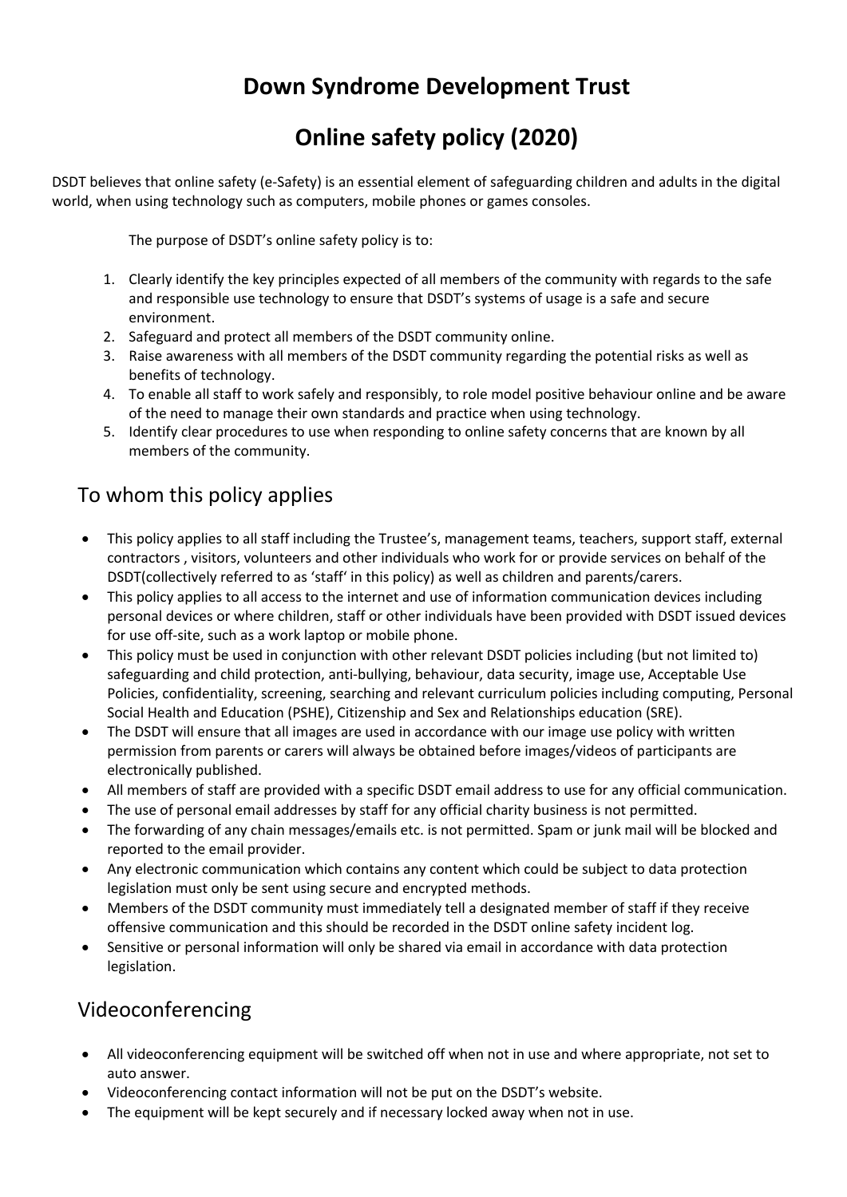# Down Syndrome Development Trust

# Online safety policy (2020)

DSDT believes that online safety (e-Safety) is an essential element of safeguarding children and adults in the digital world, when using technology such as computers, mobile phones or games consoles.

The purpose of DSDT's online safety policy is to:

1. Clearly identify the key principles expected of all members of the community with regards to the safe and responsible use technology to ensure that DSDT's systems of usage is a safe and secure environment.
2. Safeguard and protect all members of the DSDT community online.
3. Raise awareness with all members of the DSDT community regarding the potential risks as well as benefits of technology.
4. To enable all staff to work safely and responsibly, to role model positive behaviour online and be aware of the need to manage their own standards and practice when using technology.
5. Identify clear procedures to use when responding to online safety concerns that are known by all members of the community.

## To whom this policy applies

- This policy applies to all staff including the Trustee's, management teams, teachers, support staff, external contractors , visitors, volunteers and other individuals who work for or provide services on behalf of the DSDT(collectively referred to as 'staff' in this policy) as well as children and parents/carers.
- This policy applies to all access to the internet and use of information communication devices including personal devices or where children, staff or other individuals have been provided with DSDT issued devices for use off-site, such as a work laptop or mobile phone.
- This policy must be used in conjunction with other relevant DSDT policies including (but not limited to) safeguarding and child protection, anti-bullying, behaviour, data security, image use, Acceptable Use Policies, confidentiality, screening, searching and relevant curriculum policies including computing, Personal Social Health and Education (PSHE), Citizenship and Sex and Relationships education (SRE).
- The DSDT will ensure that all images are used in accordance with our image use policy with written permission from parents or carers will always be obtained before images/videos of participants are electronically published.
- All members of staff are provided with a specific DSDT email address to use for any official communication.
- The use of personal email addresses by staff for any official charity business is not permitted.
- The forwarding of any chain messages/emails etc. is not permitted. Spam or junk mail will be blocked and reported to the email provider.
- Any electronic communication which contains any content which could be subject to data protection legislation must only be sent using secure and encrypted methods.
- Members of the DSDT community must immediately tell a designated member of staff if they receive offensive communication and this should be recorded in the DSDT online safety incident log.
- Sensitive or personal information will only be shared via email in accordance with data protection legislation.

## Videoconferencing

- All videoconferencing equipment will be switched off when not in use and where appropriate, not set to auto answer.
- Videoconferencing contact information will not be put on the DSDT's website.
- The equipment will be kept securely and if necessary locked away when not in use.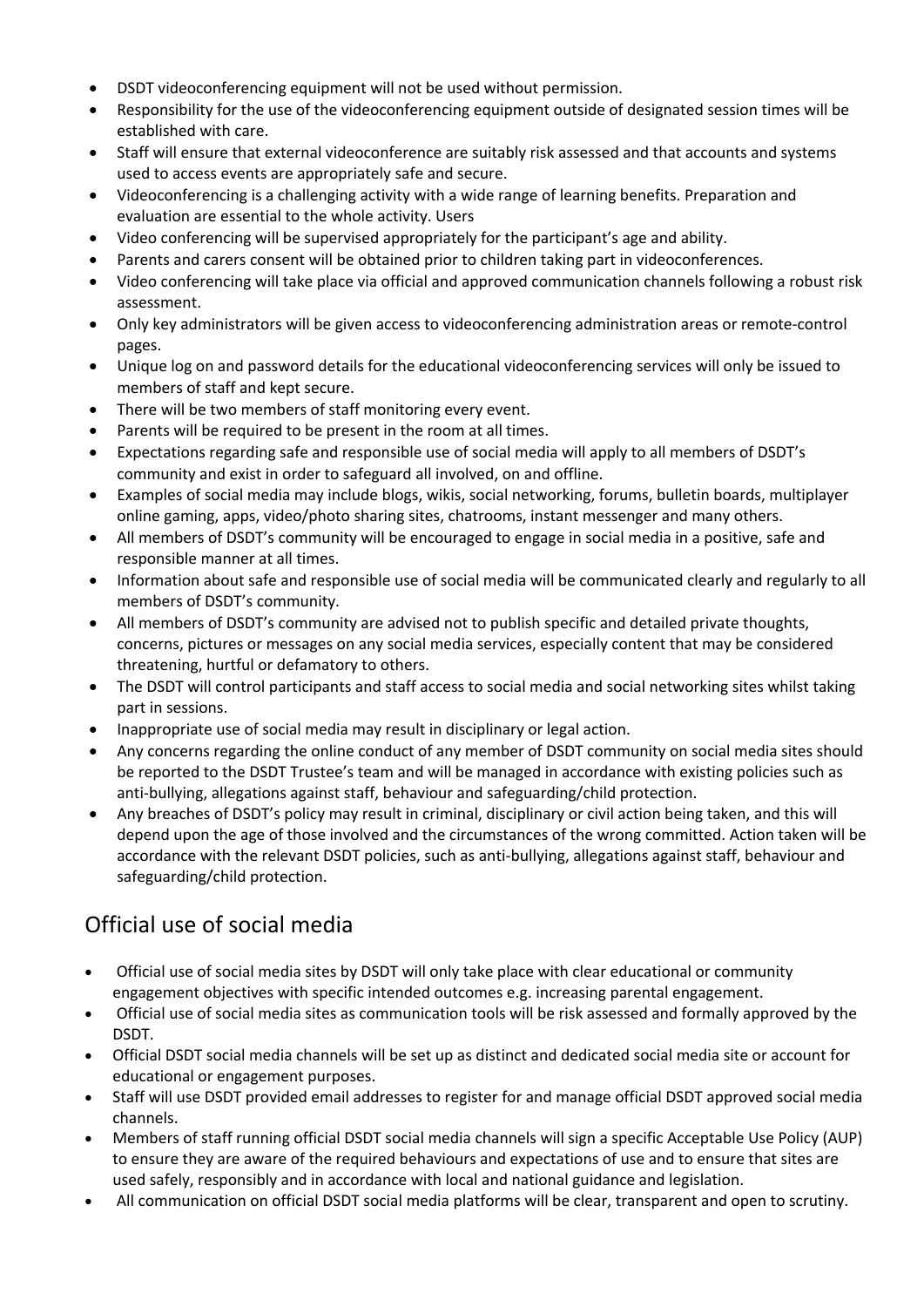- DSDT videoconferencing equipment will not be used without permission.
- Responsibility for the use of the videoconferencing equipment outside of designated session times will be established with care.
- Staff will ensure that external videoconference are suitably risk assessed and that accounts and systems used to access events are appropriately safe and secure.
- Videoconferencing is a challenging activity with a wide range of learning benefits. Preparation and evaluation are essential to the whole activity. Users
- Video conferencing will be supervised appropriately for the participant's age and ability.
- Parents and carers consent will be obtained prior to children taking part in videoconferences.
- Video conferencing will take place via official and approved communication channels following a robust risk assessment.
- Only key administrators will be given access to videoconferencing administration areas or remote-control pages.
- Unique log on and password details for the educational videoconferencing services will only be issued to members of staff and kept secure.
- There will be two members of staff monitoring every event.
- Parents will be required to be present in the room at all times.
- Expectations regarding safe and responsible use of social media will apply to all members of DSDT's community and exist in order to safeguard all involved, on and offline.
- Examples of social media may include blogs, wikis, social networking, forums, bulletin boards, multiplayer online gaming, apps, video/photo sharing sites, chatrooms, instant messenger and many others.
- All members of DSDT's community will be encouraged to engage in social media in a positive, safe and responsible manner at all times.
- Information about safe and responsible use of social media will be communicated clearly and regularly to all members of DSDT's community.
- All members of DSDT's community are advised not to publish specific and detailed private thoughts, concerns, pictures or messages on any social media services, especially content that may be considered threatening, hurtful or defamatory to others.
- The DSDT will control participants and staff access to social media and social networking sites whilst taking part in sessions.
- Inappropriate use of social media may result in disciplinary or legal action.
- Any concerns regarding the online conduct of any member of DSDT community on social media sites should be reported to the DSDT Trustee's team and will be managed in accordance with existing policies such as anti-bullying, allegations against staff, behaviour and safeguarding/child protection.
- Any breaches of DSDT's policy may result in criminal, disciplinary or civil action being taken, and this will depend upon the age of those involved and the circumstances of the wrong committed. Action taken will be accordance with the relevant DSDT policies, such as anti-bullying, allegations against staff, behaviour and safeguarding/child protection.

## Official use of social media

- Official use of social media sites by DSDT will only take place with clear educational or community engagement objectives with specific intended outcomes e.g. increasing parental engagement.
- Official use of social media sites as communication tools will be risk assessed and formally approved by the DSDT.
- Official DSDT social media channels will be set up as distinct and dedicated social media site or account for educational or engagement purposes.
- Staff will use DSDT provided email addresses to register for and manage official DSDT approved social media channels.
- Members of staff running official DSDT social media channels will sign a specific Acceptable Use Policy (AUP) to ensure they are aware of the required behaviours and expectations of use and to ensure that sites are used safely, responsibly and in accordance with local and national guidance and legislation.
- All communication on official DSDT social media platforms will be clear, transparent and open to scrutiny.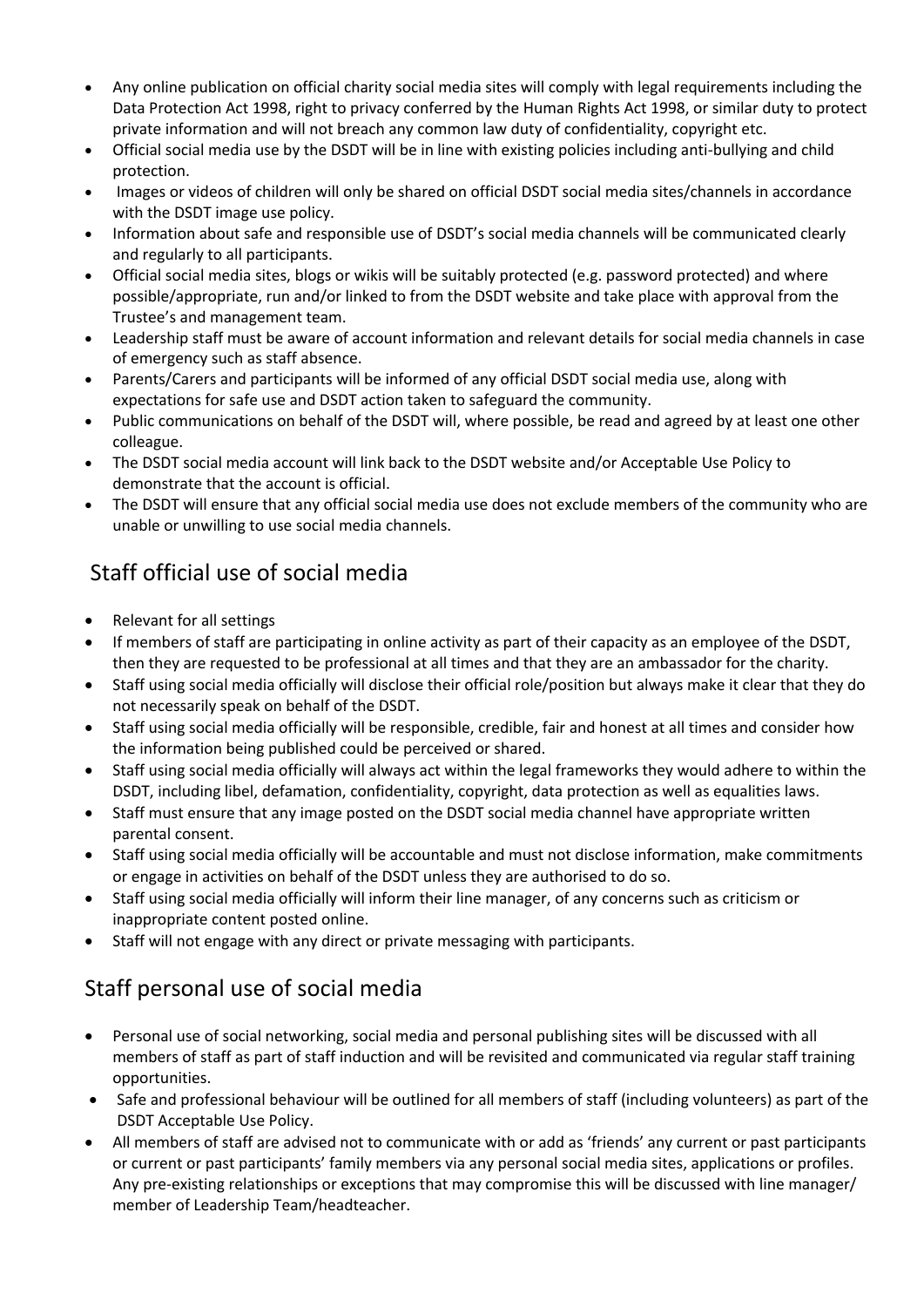- Any online publication on official charity social media sites will comply with legal requirements including the Data Protection Act 1998, right to privacy conferred by the Human Rights Act 1998, or similar duty to protect private information and will not breach any common law duty of confidentiality, copyright etc.
- Official social media use by the DSDT will be in line with existing policies including anti-bullying and child protection.
- Images or videos of children will only be shared on official DSDT social media sites/channels in accordance with the DSDT image use policy.
- Information about safe and responsible use of DSDT's social media channels will be communicated clearly and regularly to all participants.
- Official social media sites, blogs or wikis will be suitably protected (e.g. password protected) and where possible/appropriate, run and/or linked to from the DSDT website and take place with approval from the Trustee's and management team.
- Leadership staff must be aware of account information and relevant details for social media channels in case of emergency such as staff absence.
- Parents/Carers and participants will be informed of any official DSDT social media use, along with expectations for safe use and DSDT action taken to safeguard the community.
- Public communications on behalf of the DSDT will, where possible, be read and agreed by at least one other colleague.
- The DSDT social media account will link back to the DSDT website and/or Acceptable Use Policy to demonstrate that the account is official.
- The DSDT will ensure that any official social media use does not exclude members of the community who are unable or unwilling to use social media channels.

## Staff official use of social media

- Relevant for all settings
- If members of staff are participating in online activity as part of their capacity as an employee of the DSDT, then they are requested to be professional at all times and that they are an ambassador for the charity.
- Staff using social media officially will disclose their official role/position but always make it clear that they do not necessarily speak on behalf of the DSDT.
- Staff using social media officially will be responsible, credible, fair and honest at all times and consider how the information being published could be perceived or shared.
- Staff using social media officially will always act within the legal frameworks they would adhere to within the DSDT, including libel, defamation, confidentiality, copyright, data protection as well as equalities laws.
- Staff must ensure that any image posted on the DSDT social media channel have appropriate written parental consent.
- Staff using social media officially will be accountable and must not disclose information, make commitments or engage in activities on behalf of the DSDT unless they are authorised to do so.
- Staff using social media officially will inform their line manager, of any concerns such as criticism or inappropriate content posted online.
- Staff will not engage with any direct or private messaging with participants.

## Staff personal use of social media

- Personal use of social networking, social media and personal publishing sites will be discussed with all members of staff as part of staff induction and will be revisited and communicated via regular staff training opportunities.
- Safe and professional behaviour will be outlined for all members of staff (including volunteers) as part of the DSDT Acceptable Use Policy.
- All members of staff are advised not to communicate with or add as 'friends' any current or past participants or current or past participants' family members via any personal social media sites, applications or profiles. Any pre-existing relationships or exceptions that may compromise this will be discussed with line manager/ member of Leadership Team/headteacher.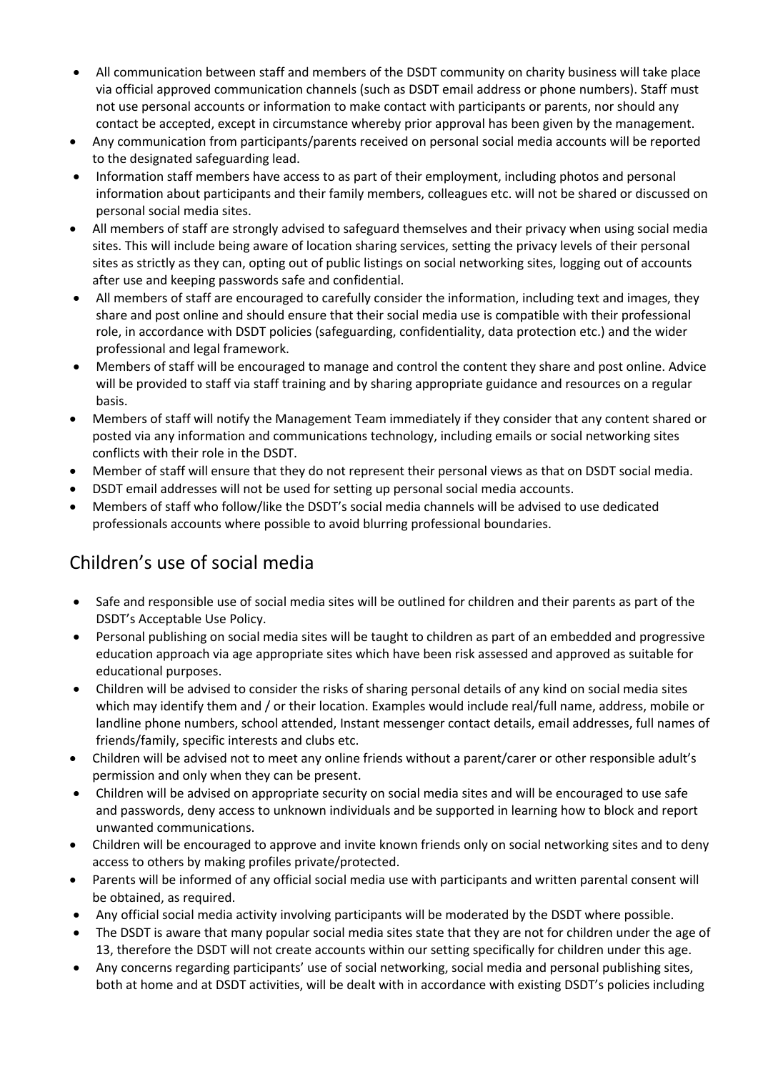- All communication between staff and members of the DSDT community on charity business will take place via official approved communication channels (such as DSDT email address or phone numbers). Staff must not use personal accounts or information to make contact with participants or parents, nor should any contact be accepted, except in circumstance whereby prior approval has been given by the management.
- Any communication from participants/parents received on personal social media accounts will be reported to the designated safeguarding lead.
- Information staff members have access to as part of their employment, including photos and personal information about participants and their family members, colleagues etc. will not be shared or discussed on personal social media sites.
- All members of staff are strongly advised to safeguard themselves and their privacy when using social media sites. This will include being aware of location sharing services, setting the privacy levels of their personal sites as strictly as they can, opting out of public listings on social networking sites, logging out of accounts after use and keeping passwords safe and confidential.
- All members of staff are encouraged to carefully consider the information, including text and images, they share and post online and should ensure that their social media use is compatible with their professional role, in accordance with DSDT policies (safeguarding, confidentiality, data protection etc.) and the wider professional and legal framework.
- Members of staff will be encouraged to manage and control the content they share and post online. Advice will be provided to staff via staff training and by sharing appropriate guidance and resources on a regular basis.
- Members of staff will notify the Management Team immediately if they consider that any content shared or posted via any information and communications technology, including emails or social networking sites conflicts with their role in the DSDT.
- Member of staff will ensure that they do not represent their personal views as that on DSDT social media.
- DSDT email addresses will not be used for setting up personal social media accounts.
- Members of staff who follow/like the DSDT's social media channels will be advised to use dedicated professionals accounts where possible to avoid blurring professional boundaries.

## Children's use of social media

- Safe and responsible use of social media sites will be outlined for children and their parents as part of the DSDT's Acceptable Use Policy.
- Personal publishing on social media sites will be taught to children as part of an embedded and progressive education approach via age appropriate sites which have been risk assessed and approved as suitable for educational purposes.
- Children will be advised to consider the risks of sharing personal details of any kind on social media sites which may identify them and / or their location. Examples would include real/full name, address, mobile or landline phone numbers, school attended, Instant messenger contact details, email addresses, full names of friends/family, specific interests and clubs etc.
- Children will be advised not to meet any online friends without a parent/carer or other responsible adult's permission and only when they can be present.
- Children will be advised on appropriate security on social media sites and will be encouraged to use safe and passwords, deny access to unknown individuals and be supported in learning how to block and report unwanted communications.
- Children will be encouraged to approve and invite known friends only on social networking sites and to deny access to others by making profiles private/protected.
- Parents will be informed of any official social media use with participants and written parental consent will be obtained, as required.
- Any official social media activity involving participants will be moderated by the DSDT where possible.
- The DSDT is aware that many popular social media sites state that they are not for children under the age of 13, therefore the DSDT will not create accounts within our setting specifically for children under this age.
- Any concerns regarding participants' use of social networking, social media and personal publishing sites, both at home and at DSDT activities, will be dealt with in accordance with existing DSDT's policies including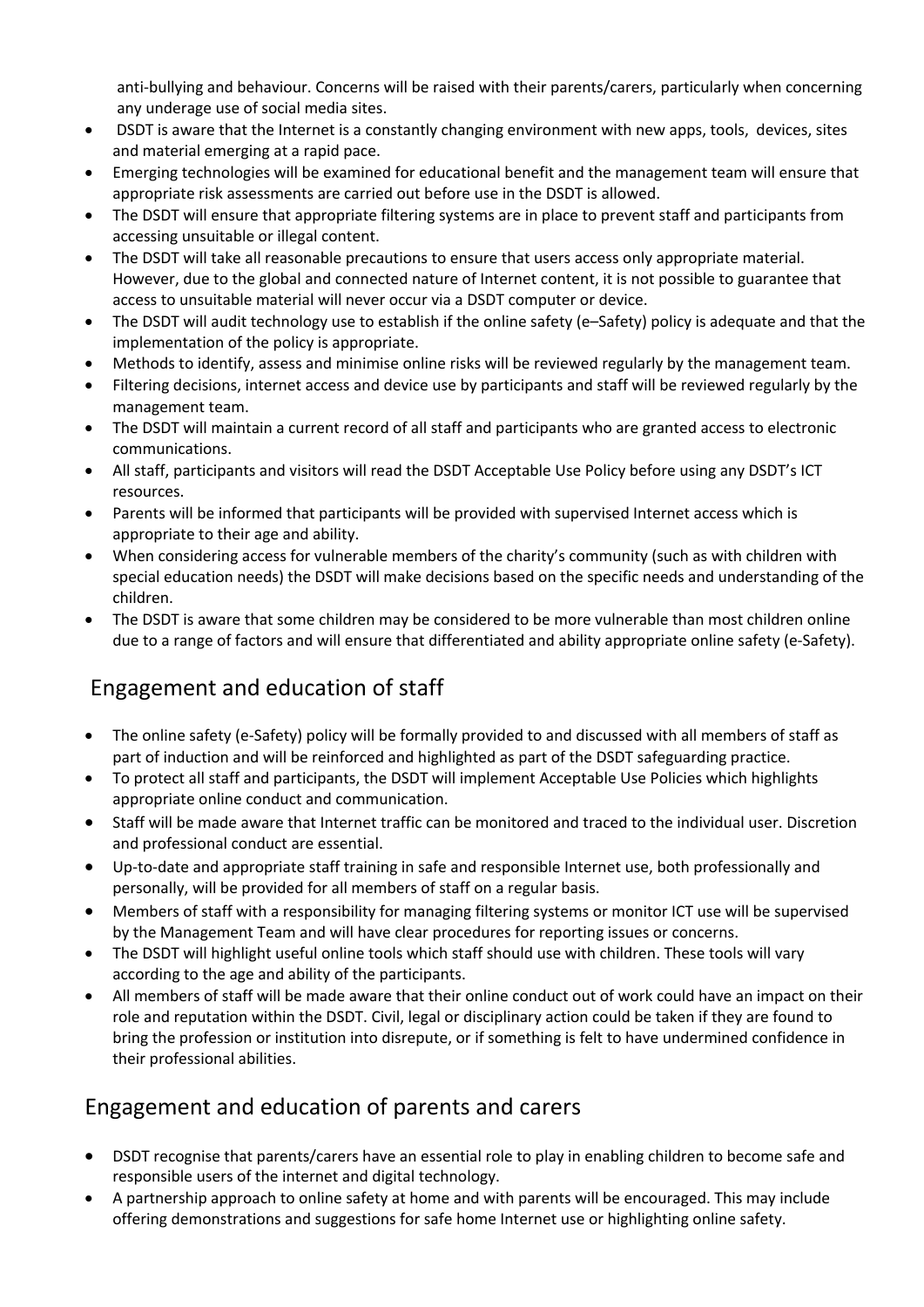anti-bullying and behaviour. Concerns will be raised with their parents/carers, particularly when concerning any underage use of social media sites.

- DSDT is aware that the Internet is a constantly changing environment with new apps, tools, devices, sites and material emerging at a rapid pace.
- Emerging technologies will be examined for educational benefit and the management team will ensure that appropriate risk assessments are carried out before use in the DSDT is allowed.
- The DSDT will ensure that appropriate filtering systems are in place to prevent staff and participants from accessing unsuitable or illegal content.
- The DSDT will take all reasonable precautions to ensure that users access only appropriate material. However, due to the global and connected nature of Internet content, it is not possible to guarantee that access to unsuitable material will never occur via a DSDT computer or device.
- The DSDT will audit technology use to establish if the online safety (e–Safety) policy is adequate and that the implementation of the policy is appropriate.
- Methods to identify, assess and minimise online risks will be reviewed regularly by the management team.
- Filtering decisions, internet access and device use by participants and staff will be reviewed regularly by the management team.
- The DSDT will maintain a current record of all staff and participants who are granted access to electronic communications.
- All staff, participants and visitors will read the DSDT Acceptable Use Policy before using any DSDT's ICT resources.
- Parents will be informed that participants will be provided with supervised Internet access which is appropriate to their age and ability.
- When considering access for vulnerable members of the charity's community (such as with children with special education needs) the DSDT will make decisions based on the specific needs and understanding of the children.
- The DSDT is aware that some children may be considered to be more vulnerable than most children online due to a range of factors and will ensure that differentiated and ability appropriate online safety (e-Safety).

## Engagement and education of staff

- The online safety (e-Safety) policy will be formally provided to and discussed with all members of staff as part of induction and will be reinforced and highlighted as part of the DSDT safeguarding practice.
- To protect all staff and participants, the DSDT will implement Acceptable Use Policies which highlights appropriate online conduct and communication.
- Staff will be made aware that Internet traffic can be monitored and traced to the individual user. Discretion and professional conduct are essential.
- Up-to-date and appropriate staff training in safe and responsible Internet use, both professionally and personally, will be provided for all members of staff on a regular basis.
- Members of staff with a responsibility for managing filtering systems or monitor ICT use will be supervised by the Management Team and will have clear procedures for reporting issues or concerns.
- The DSDT will highlight useful online tools which staff should use with children. These tools will vary according to the age and ability of the participants.
- All members of staff will be made aware that their online conduct out of work could have an impact on their role and reputation within the DSDT. Civil, legal or disciplinary action could be taken if they are found to bring the profession or institution into disrepute, or if something is felt to have undermined confidence in their professional abilities.

## Engagement and education of parents and carers

- DSDT recognise that parents/carers have an essential role to play in enabling children to become safe and responsible users of the internet and digital technology.
- A partnership approach to online safety at home and with parents will be encouraged. This may include offering demonstrations and suggestions for safe home Internet use or highlighting online safety.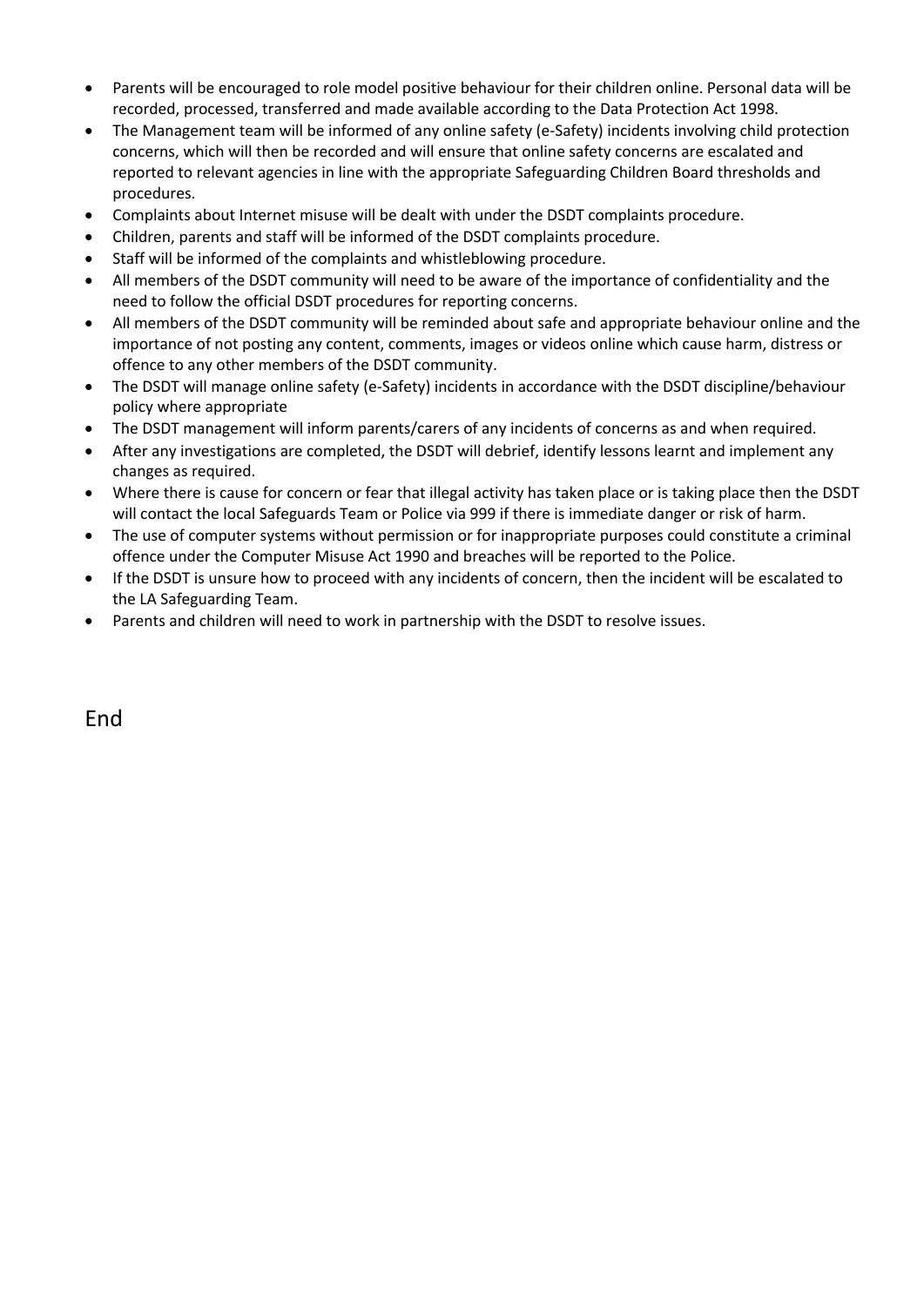- Parents will be encouraged to role model positive behaviour for their children online. Personal data will be recorded, processed, transferred and made available according to the Data Protection Act 1998.
- The Management team will be informed of any online safety (e-Safety) incidents involving child protection concerns, which will then be recorded and will ensure that online safety concerns are escalated and reported to relevant agencies in line with the appropriate Safeguarding Children Board thresholds and procedures.
- Complaints about Internet misuse will be dealt with under the DSDT complaints procedure.
- Children, parents and staff will be informed of the DSDT complaints procedure.
- Staff will be informed of the complaints and whistleblowing procedure.
- All members of the DSDT community will need to be aware of the importance of confidentiality and the need to follow the official DSDT procedures for reporting concerns.
- All members of the DSDT community will be reminded about safe and appropriate behaviour online and the importance of not posting any content, comments, images or videos online which cause harm, distress or offence to any other members of the DSDT community.
- The DSDT will manage online safety (e-Safety) incidents in accordance with the DSDT discipline/behaviour policy where appropriate
- The DSDT management will inform parents/carers of any incidents of concerns as and when required.
- After any investigations are completed, the DSDT will debrief, identify lessons learnt and implement any changes as required.
- Where there is cause for concern or fear that illegal activity has taken place or is taking place then the DSDT will contact the local Safeguards Team or Police via 999 if there is immediate danger or risk of harm.
- The use of computer systems without permission or for inappropriate purposes could constitute a criminal offence under the Computer Misuse Act 1990 and breaches will be reported to the Police.
- If the DSDT is unsure how to proceed with any incidents of concern, then the incident will be escalated to the LA Safeguarding Team.
- Parents and children will need to work in partnership with the DSDT to resolve issues.

End